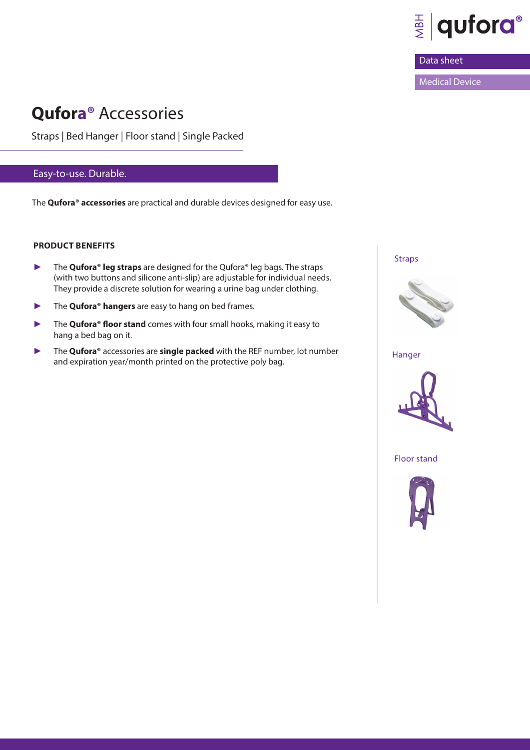MBH | qufora®

Data sheet

Medical Device

# **Qufora**® Accessories

Straps | Bed Hanger | Floor stand | Single Packed

## Easy-to-use. Durable.

The **Qufora® accessories** are practical and durable devices designed for easy use.

### PRODUCT BENEFITS

- The **Qufora® leg straps** are designed for the Qufora® leg bags. The straps (with two buttons and silicone anti-slip) are adjustable for individual needs. They provide a discrete solution for wearing a urine bag under clothing.
- The **Qufora® hangers** are easy to hang on bed frames.
- The **Qufora® floor stand** comes with four small hooks, making it easy to hang a bed bag on it.
- The **Qufora®** accessories are **single packed** with the REF number, lot number and expiration year/month printed on the protective poly bag.

Straps

Hanger

Floor stand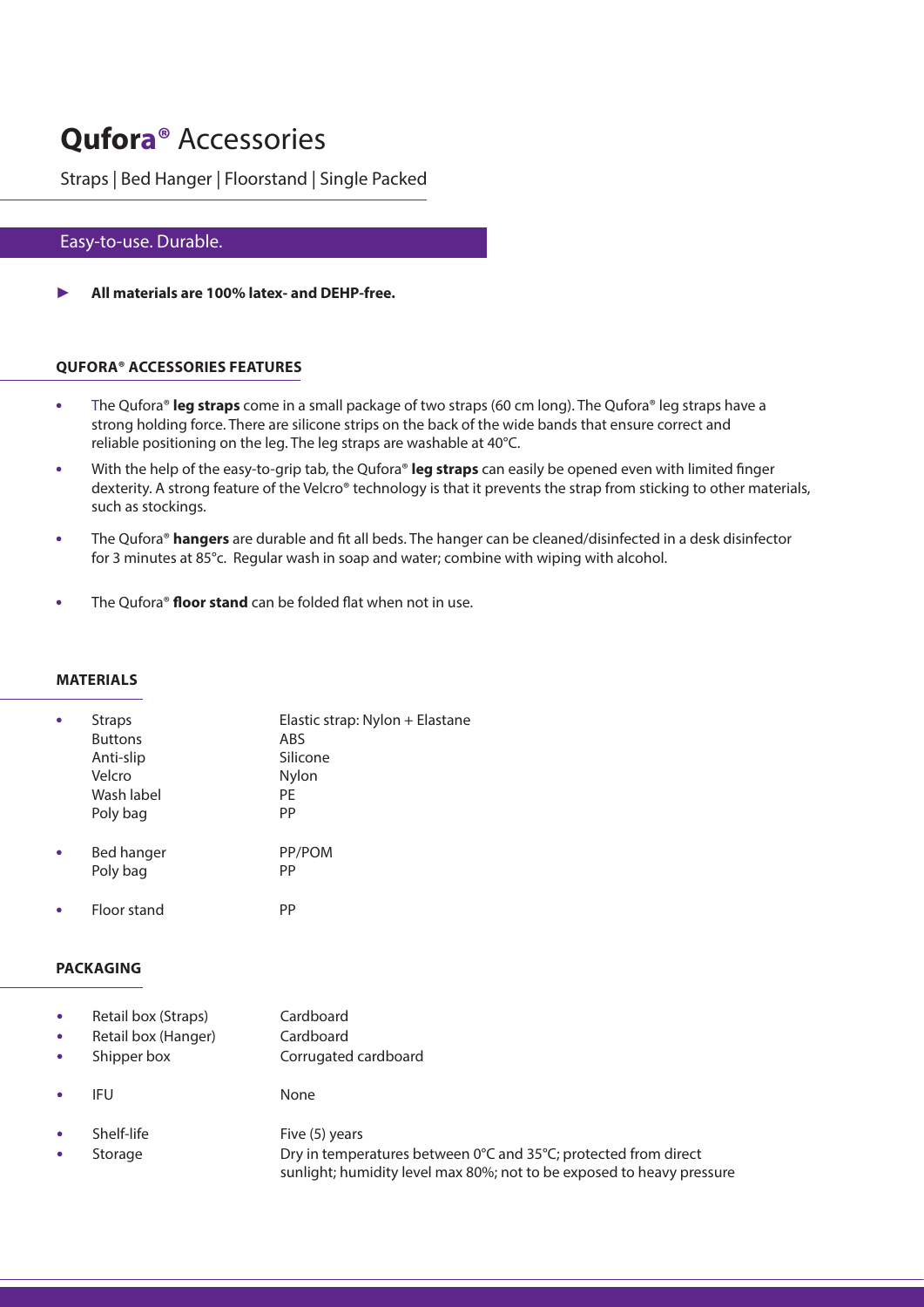# **Qufora®** Accessories

Straps | Bed Hanger | Floorstand | Single Packed

## Easy-to-use. Durable.

► **All materials are 100% latex- and DEHP-free.**

### QUFORA® ACCESSORIES FEATURES

- The Qufora® **leg straps** come in a small package of two straps (60 cm long). The Qufora® leg straps have a strong holding force. There are silicone strips on the back of the wide bands that ensure correct and reliable positioning on the leg. The leg straps are washable at 40°C.
- With the help of the easy-to-grip tab, the Qufora® **leg straps** can easily be opened even with limited finger dexterity. A strong feature of the Velcro® technology is that it prevents the strap from sticking to other materials, such as stockings.
- The Qufora® **hangers** are durable and fit all beds. The hanger can be cleaned/disinfected in a desk disinfector for 3 minutes at 85°c. Regular wash in soap and water; combine with wiping with alcohol.
- The Qufora® **floor stand** can be folded flat when not in use.

### MATERIALS

| | |
|---|---|
| • Straps | Elastic strap: Nylon + Elastane |
| Buttons | ABS |
| Anti-slip | Silicone |
| Velcro | Nylon |
| Wash label | PE |
| Poly bag | PP |
| • Bed hanger | PP/POM |
| Poly bag | PP |
| • Floor stand | PP |

### PACKAGING

| | |
|---|---|
| • Retail box (Straps) | Cardboard |
| • Retail box (Hanger) | Cardboard |
| • Shipper box | Corrugated cardboard |
| • IFU | None |
| • Shelf-life | Five (5) years |
| • Storage | Dry in temperatures between 0°C and 35°C; protected from direct sunlight; humidity level max 80%; not to be exposed to heavy pressure |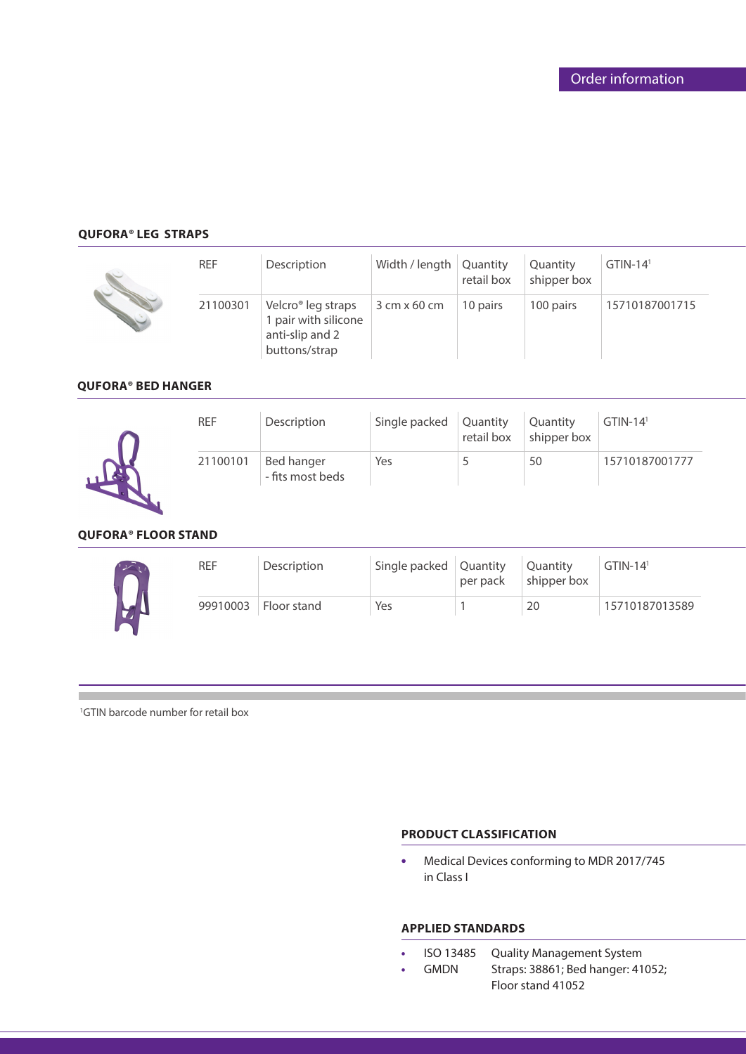## Order information

### QUFORA® LEG STRAPS

| REF | Description | Width / length | Quantity retail box | Quantity shipper box | GTIN-14[1] |
|---|---|---|---|---|---|
| 21100301 | Velcro® leg straps 1 pair with silicone anti-slip and 2 buttons/strap | 3 cm x 60 cm | 10 pairs | 100 pairs | 15710187001715 |

### QUFORA® BED HANGER

| REF | Description | Single packed | Quantity retail box | Quantity shipper box | GTIN-14[1] |
|---|---|---|---|---|---|
| 21100101 | Bed hanger - fits most beds | Yes | 5 | 50 | 15710187001777 |

### QUFORA® FLOOR STAND

| REF | Description | Single packed | Quantity per pack | Quantity shipper box | GTIN-14[1] |
|---|---|---|---|---|---|
| 99910003 | Floor stand | Yes | 1 | 20 | 15710187013589 |

[1]GTIN barcode number for retail box

### PRODUCT CLASSIFICATION

- Medical Devices conforming to MDR 2017/745 in Class I

### APPLIED STANDARDS

- ISO 13485 — Quality Management System
- GMDN — Straps: 38861; Bed hanger: 41052; Floor stand 41052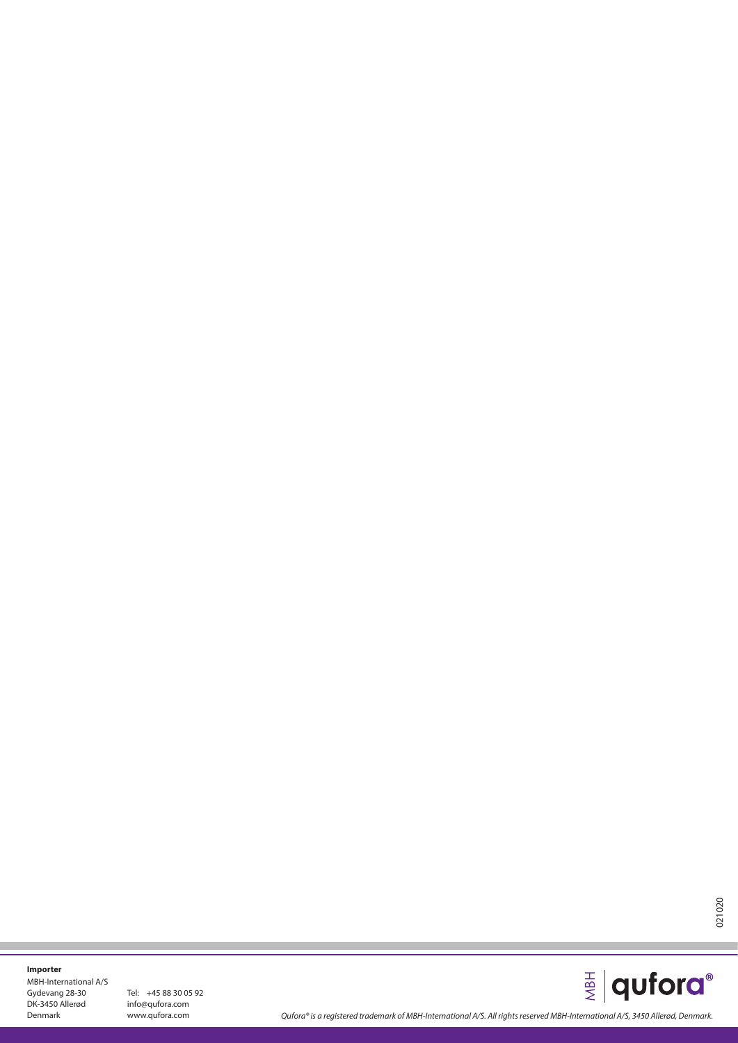021020

**Importer**

MBH-International A/S
Gydevang 28-30
DK-3450 Allerød
Denmark

Tel: +45 88 30 05 92
info@qufora.com
www.qufora.com

MBH | qufora®

*Qufora® is a registered trademark of MBH-International A/S. All rights reserved MBH-International A/S, 3450 Allerød, Denmark.*